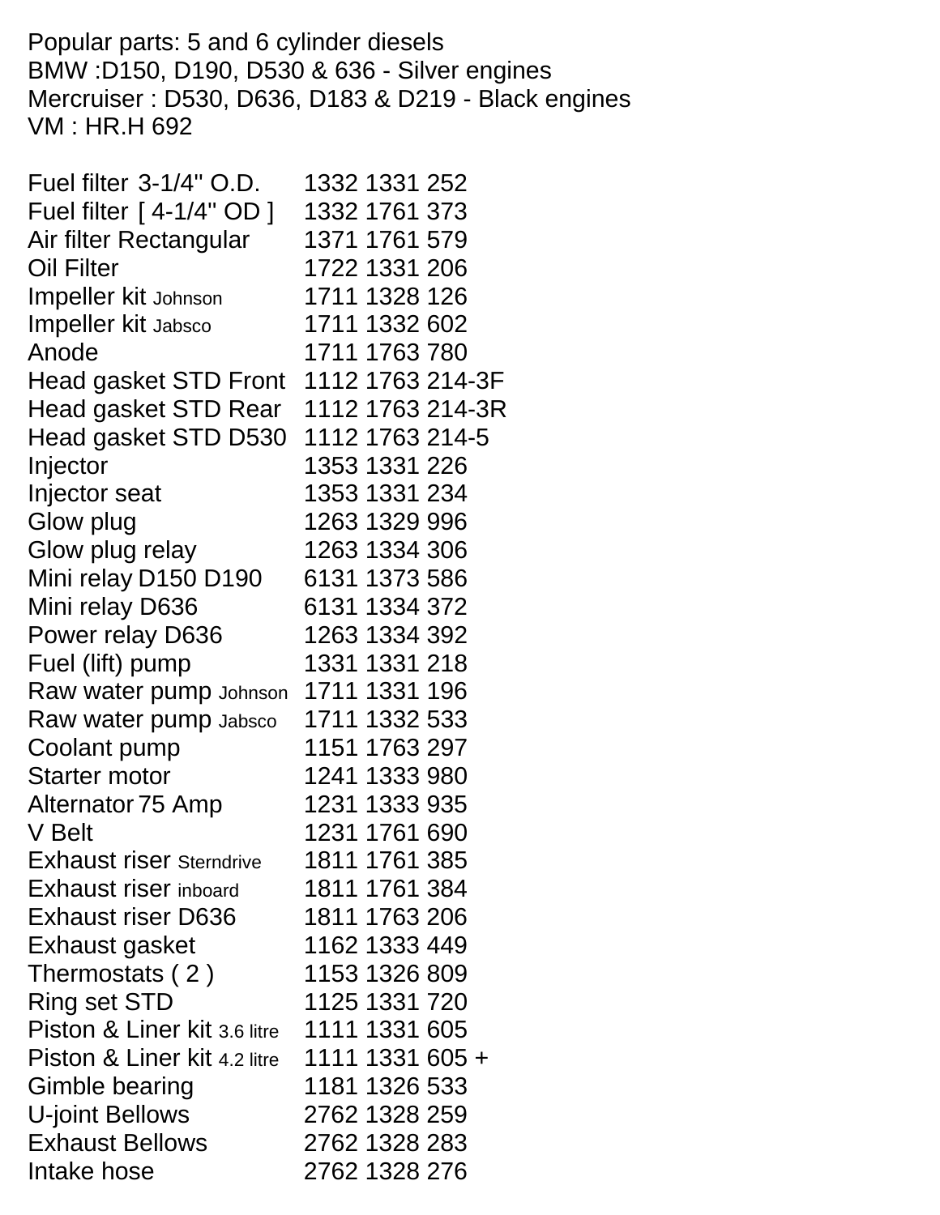Popular parts: 5 and 6 cylinder diesels
BMW :D150, D190, D530 & 636 - Silver engines
Mercruiser : D530, D636, D183 & D219 - Black engines
VM : HR.H 692

| Part | Number |
|---|---|
| Fuel filter 3-1/4" O.D. | 1332 1331 252 |
| Fuel filter [ 4-1/4" OD ] | 1332 1761 373 |
| Air filter Rectangular | 1371 1761 579 |
| Oil Filter | 1722 1331 206 |
| Impeller kit Johnson | 1711 1328 126 |
| Impeller kit Jabsco | 1711 1332 602 |
| Anode | 1711 1763 780 |
| Head gasket STD Front | 1112 1763 214-3F |
| Head gasket STD Rear | 1112 1763 214-3R |
| Head gasket STD D530 | 1112 1763 214-5 |
| Injector | 1353 1331 226 |
| Injector seat | 1353 1331 234 |
| Glow plug | 1263 1329 996 |
| Glow plug relay | 1263 1334 306 |
| Mini relay D150 D190 | 6131 1373 586 |
| Mini relay D636 | 6131 1334 372 |
| Power relay D636 | 1263 1334 392 |
| Fuel (lift) pump | 1331 1331 218 |
| Raw water pump Johnson | 1711 1331 196 |
| Raw water pump Jabsco | 1711 1332 533 |
| Coolant pump | 1151 1763 297 |
| Starter motor | 1241 1333 980 |
| Alternator 75 Amp | 1231 1333 935 |
| V Belt | 1231 1761 690 |
| Exhaust riser Sterndrive | 1811 1761 385 |
| Exhaust riser inboard | 1811 1761 384 |
| Exhaust riser D636 | 1811 1763 206 |
| Exhaust gasket | 1162 1333 449 |
| Thermostats ( 2 ) | 1153 1326 809 |
| Ring set STD | 1125 1331 720 |
| Piston & Liner kit 3.6 litre | 1111 1331 605 |
| Piston & Liner kit 4.2 litre | 1111 1331 605 + |
| Gimble bearing | 1181 1326 533 |
| U-joint Bellows | 2762 1328 259 |
| Exhaust Bellows | 2762 1328 283 |
| Intake hose | 2762 1328 276 |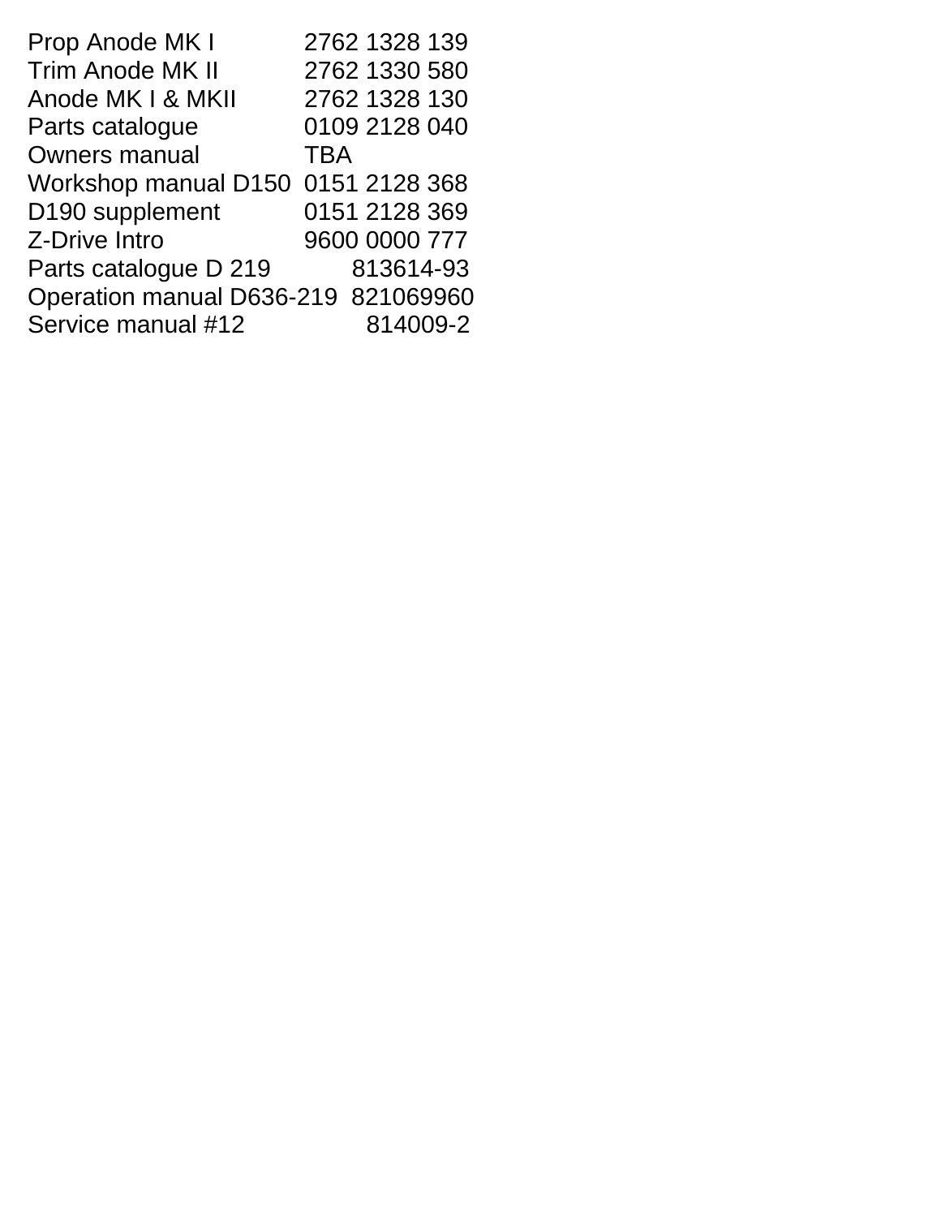| | |
|---|---|
| Prop Anode MK I | 2762 1328 139 |
| Trim Anode MK II | 2762 1330 580 |
| Anode MK I & MKII | 2762 1328 130 |
| Parts catalogue | 0109 2128 040 |
| Owners manual | TBA |
| Workshop manual D150 | 0151 2128 368 |
| D190 supplement | 0151 2128 369 |
| Z-Drive Intro | 9600 0000 777 |
| Parts catalogue D 219 | 813614-93 |
| Operation manual D636-219 | 821069960 |
| Service manual #12 | 814009-2 |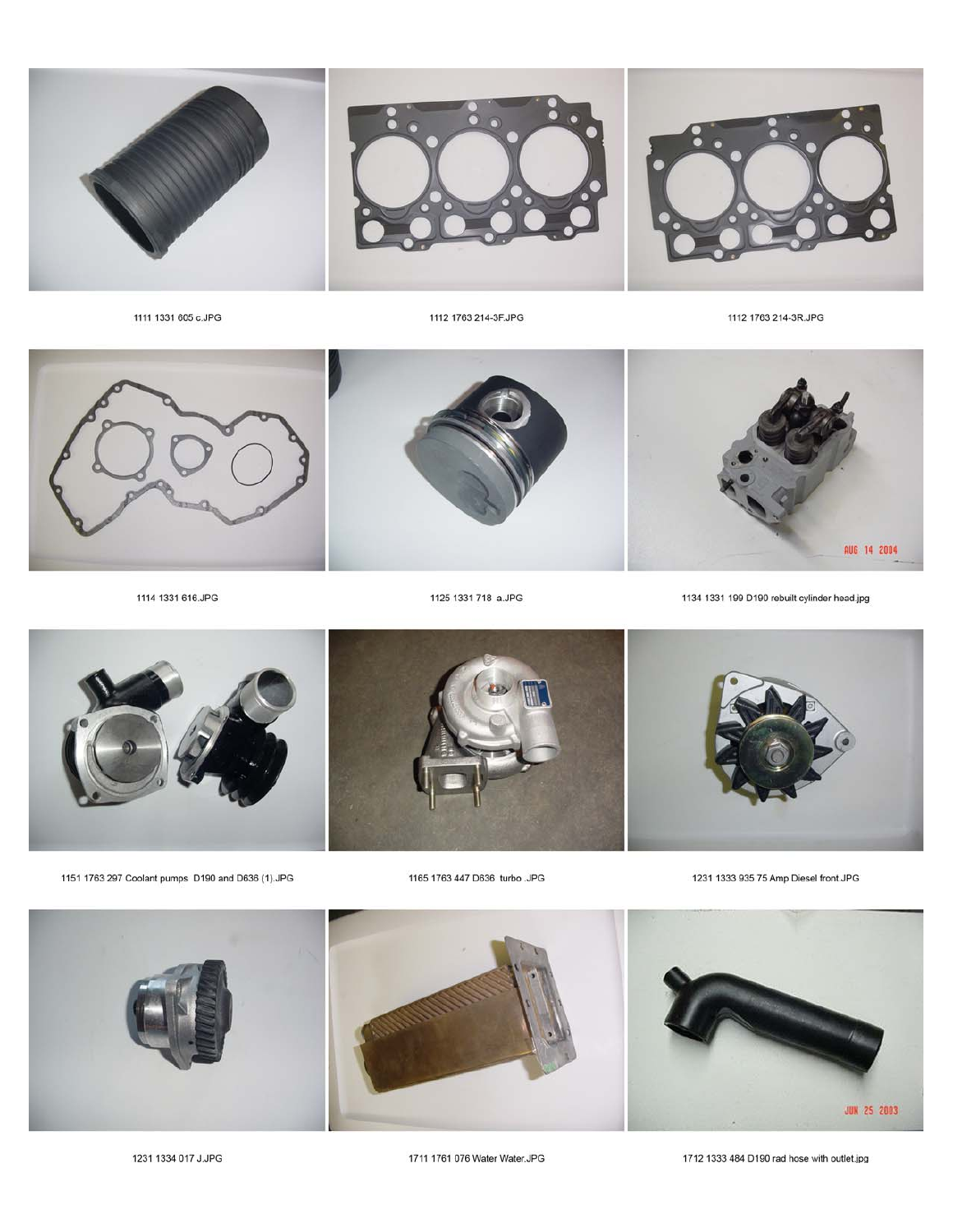1111 1331 605 c.JPG

1112 1763 214-3F.JPG

1112 1763 214-3R.JPG

1114 1331 616.JPG

1125 1331 718 a.JPG

1134 1331 199 D190 rebuilt cylinder head.jpg

1151 1763 297 Coolant pumps D190 and D636 (1).JPG

1165 1763 447 D636 turbo .JPG

1231 1333 935 75 Amp Diesel front.JPG

1231 1334 017 J.JPG

1711 1761 076 Water Water.JPG

1712 1333 484 D190 rad hose with outlet.jpg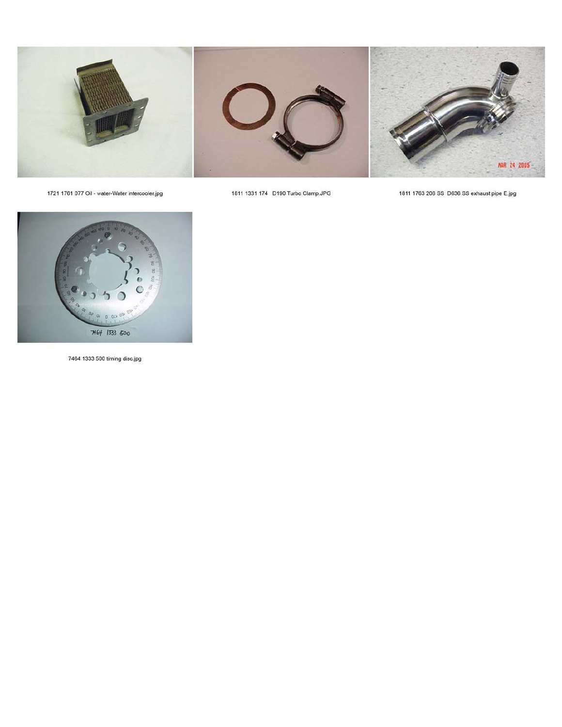1721 1761 077 Oil - water-Water intercooler.jpg

1811 1331 174 D190 Turbo Clamp.JPG

1811 1763 206 SS D636 SS exhaust pipe E.jpg

7464 1333 500 timing disc.jpg